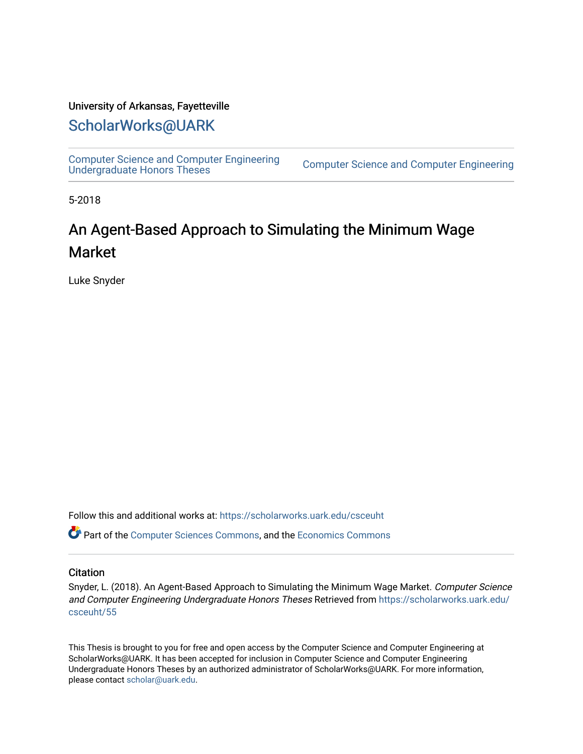University of Arkansas, Fayetteville

# ScholarWorks@UARK

Computer Science and Computer Engineering Undergraduate Honors Theses | Computer Science and Computer Engineering

5-2018

# An Agent-Based Approach to Simulating the Minimum Wage Market

Luke Snyder

Follow this and additional works at: https://scholarworks.uark.edu/csceuht

Part of the Computer Sciences Commons, and the Economics Commons

## Citation

Snyder, L. (2018). An Agent-Based Approach to Simulating the Minimum Wage Market. *Computer Science and Computer Engineering Undergraduate Honors Theses* Retrieved from https://scholarworks.uark.edu/csceuht/55

This Thesis is brought to you for free and open access by the Computer Science and Computer Engineering at ScholarWorks@UARK. It has been accepted for inclusion in Computer Science and Computer Engineering Undergraduate Honors Theses by an authorized administrator of ScholarWorks@UARK. For more information, please contact scholar@uark.edu.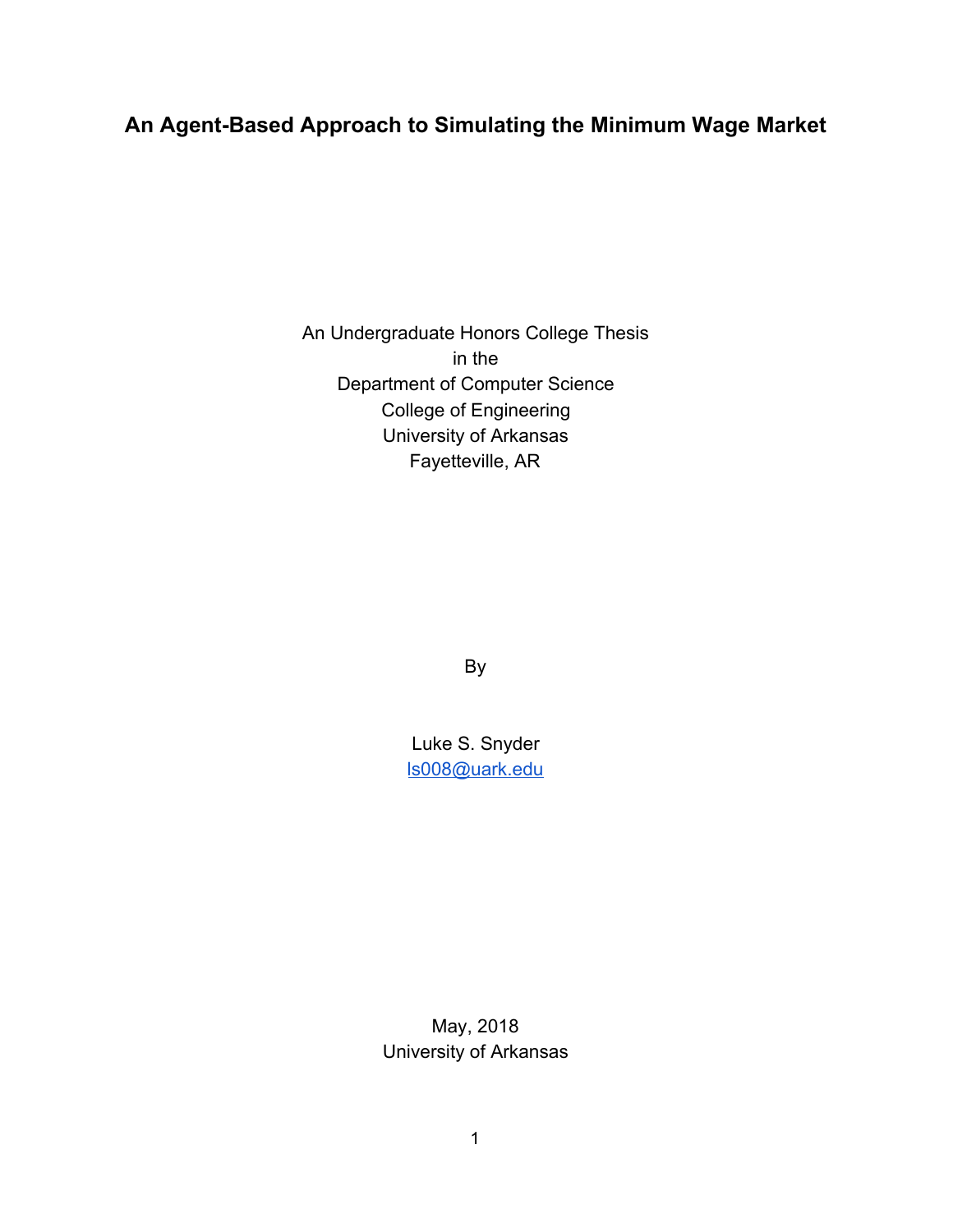# An Agent-Based Approach to Simulating the Minimum Wage Market

An Undergraduate Honors College Thesis
in the
Department of Computer Science
College of Engineering
University of Arkansas
Fayetteville, AR

By

Luke S. Snyder
[ls008@uark.edu](mailto:ls008@uark.edu)

May, 2018
University of Arkansas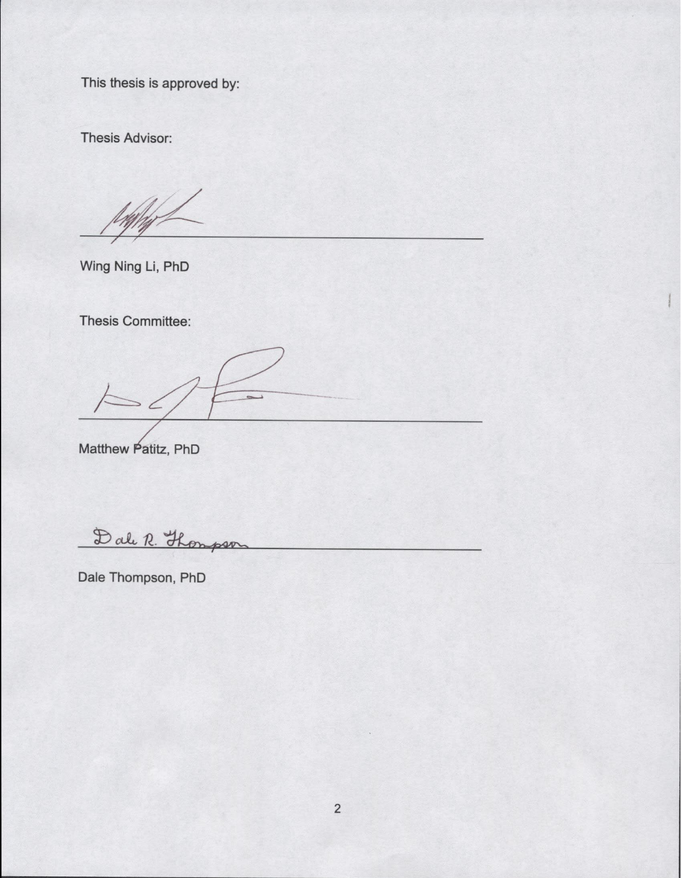This thesis is approved by:

Thesis Advisor:

\_\_\_\_\_\_\_\_\_\_\_\_\_\_\_\_\_\_\_\_\_\_\_\_\_\_\_\_\_\_\_\_\_\_\_\_\_\_\_\_

Wing Ning Li, PhD

Thesis Committee:

\_\_\_\_\_\_\_\_\_\_\_\_\_\_\_\_\_\_\_\_\_\_\_\_\_\_\_\_\_\_\_\_\_\_\_\_\_\_\_\_

Matthew Patitz, PhD

Dale R. Thompson

\_\_\_\_\_\_\_\_\_\_\_\_\_\_\_\_\_\_\_\_\_\_\_\_\_\_\_\_\_\_\_\_\_\_\_\_\_\_\_\_

Dale Thompson, PhD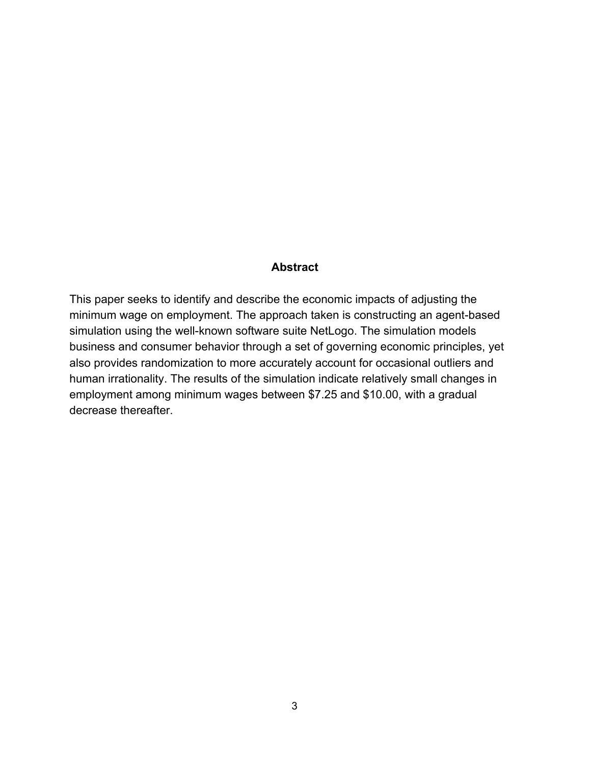## Abstract

This paper seeks to identify and describe the economic impacts of adjusting the minimum wage on employment. The approach taken is constructing an agent-based simulation using the well-known software suite NetLogo. The simulation models business and consumer behavior through a set of governing economic principles, yet also provides randomization to more accurately account for occasional outliers and human irrationality. The results of the simulation indicate relatively small changes in employment among minimum wages between $7.25 and $10.00, with a gradual decrease thereafter.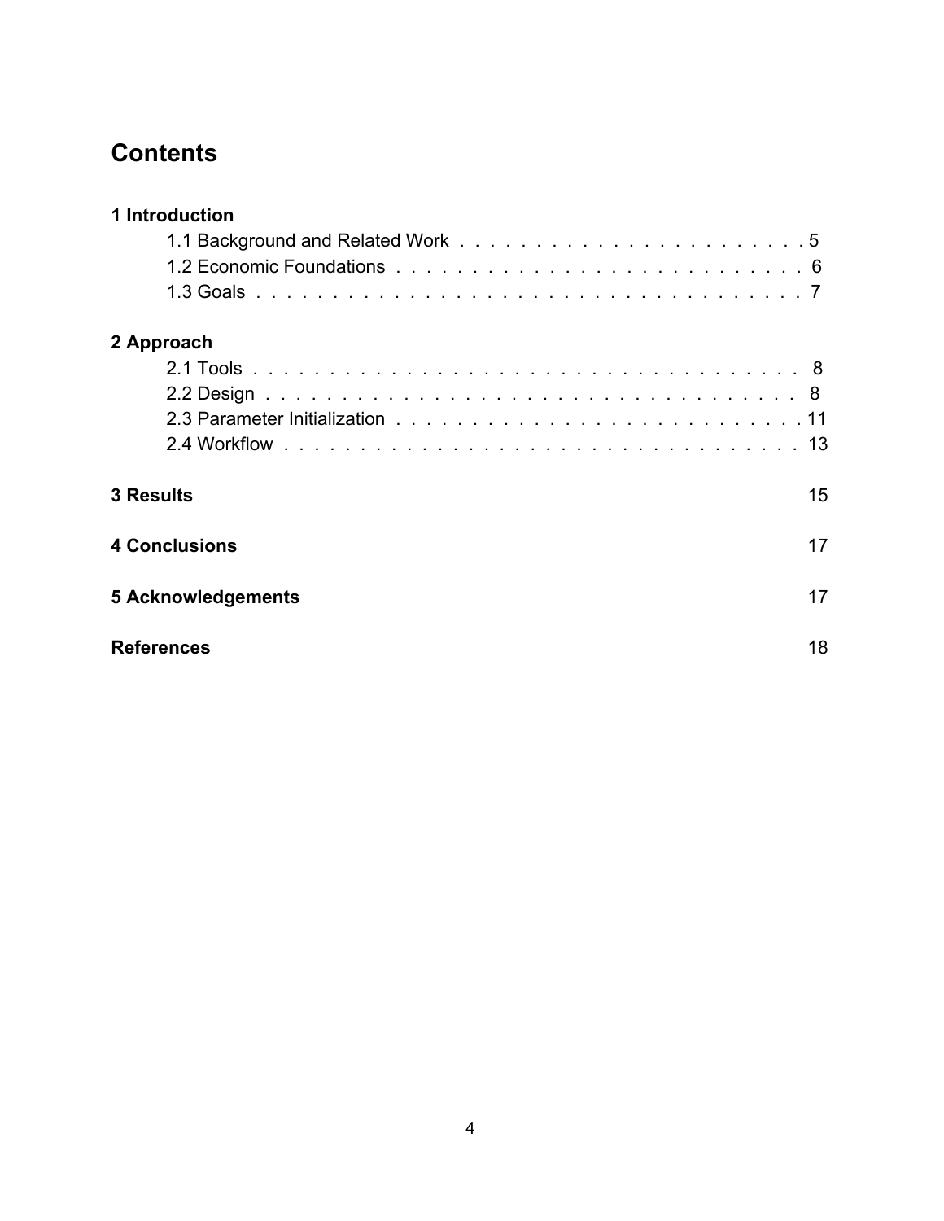# Contents

**1 Introduction**

- 1.1 Background and Related Work . . . . . . . . . . . . . . . . . . . . . . . 5
- 1.2 Economic Foundations . . . . . . . . . . . . . . . . . . . . . . . . . . . 6
- 1.3 Goals . . . . . . . . . . . . . . . . . . . . . . . . . . . . . . . . . . . 7

**2 Approach**

- 2.1 Tools . . . . . . . . . . . . . . . . . . . . . . . . . . . . . . . . . . . 8
- 2.2 Design . . . . . . . . . . . . . . . . . . . . . . . . . . . . . . . . . . 8
- 2.3 Parameter Initialization . . . . . . . . . . . . . . . . . . . . . . . . . 11
- 2.4 Workflow . . . . . . . . . . . . . . . . . . . . . . . . . . . . . . . . . 13

**3 Results** 15

**4 Conclusions** 17

**5 Acknowledgements** 17

**References** 18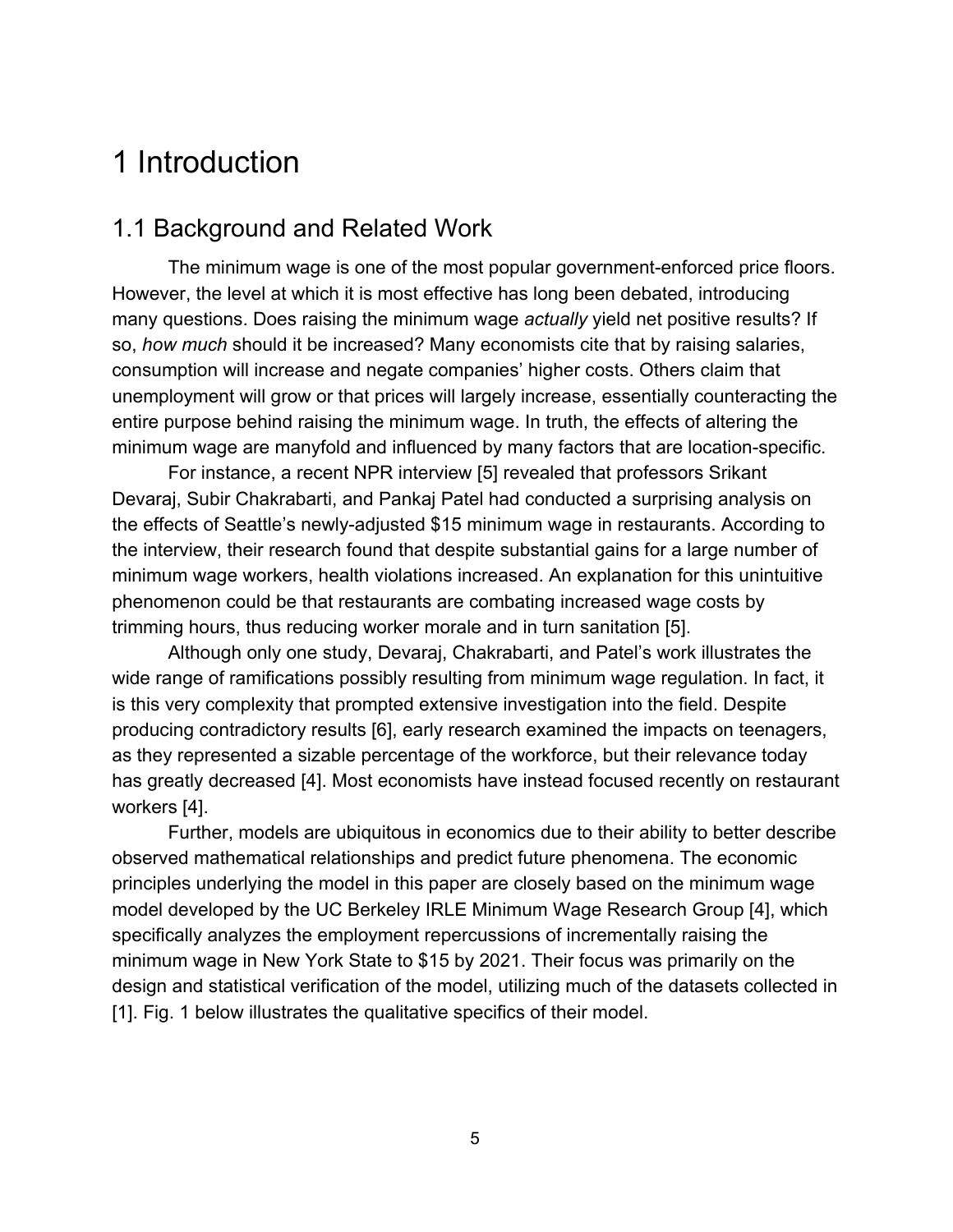# 1 Introduction

## 1.1 Background and Related Work

The minimum wage is one of the most popular government-enforced price floors. However, the level at which it is most effective has long been debated, introducing many questions. Does raising the minimum wage *actually* yield net positive results? If so, *how much* should it be increased? Many economists cite that by raising salaries, consumption will increase and negate companies' higher costs. Others claim that unemployment will grow or that prices will largely increase, essentially counteracting the entire purpose behind raising the minimum wage. In truth, the effects of altering the minimum wage are manyfold and influenced by many factors that are location-specific.

For instance, a recent NPR interview [5] revealed that professors Srikant Devaraj, Subir Chakrabarti, and Pankaj Patel had conducted a surprising analysis on the effects of Seattle's newly-adjusted $15 minimum wage in restaurants. According to the interview, their research found that despite substantial gains for a large number of minimum wage workers, health violations increased. An explanation for this unintuitive phenomenon could be that restaurants are combating increased wage costs by trimming hours, thus reducing worker morale and in turn sanitation [5].

Although only one study, Devaraj, Chakrabarti, and Patel's work illustrates the wide range of ramifications possibly resulting from minimum wage regulation. In fact, it is this very complexity that prompted extensive investigation into the field. Despite producing contradictory results [6], early research examined the impacts on teenagers, as they represented a sizable percentage of the workforce, but their relevance today has greatly decreased [4]. Most economists have instead focused recently on restaurant workers [4].

Further, models are ubiquitous in economics due to their ability to better describe observed mathematical relationships and predict future phenomena. The economic principles underlying the model in this paper are closely based on the minimum wage model developed by the UC Berkeley IRLE Minimum Wage Research Group [4], which specifically analyzes the employment repercussions of incrementally raising the minimum wage in New York State to $15 by 2021. Their focus was primarily on the design and statistical verification of the model, utilizing much of the datasets collected in [1]. Fig. 1 below illustrates the qualitative specifics of their model.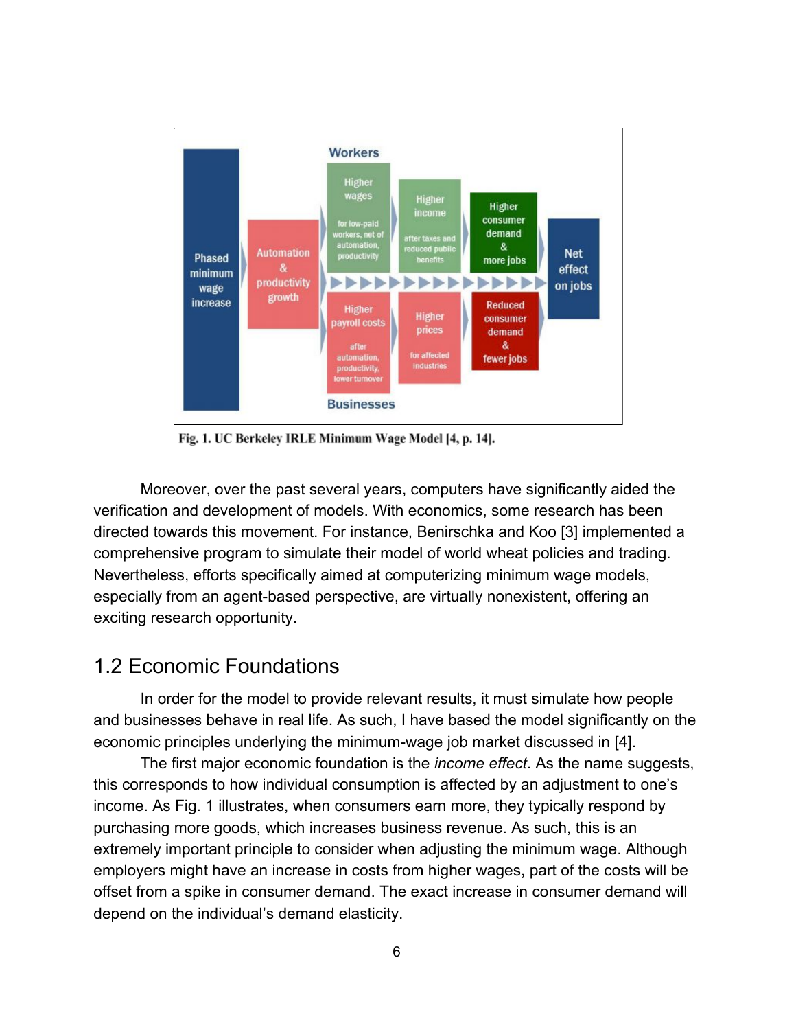Fig. 1. UC Berkeley IRLE Minimum Wage Model [4, p. 14].

Moreover, over the past several years, computers have significantly aided the verification and development of models. With economics, some research has been directed towards this movement. For instance, Benirschka and Koo [3] implemented a comprehensive program to simulate their model of world wheat policies and trading. Nevertheless, efforts specifically aimed at computerizing minimum wage models, especially from an agent-based perspective, are virtually nonexistent, offering an exciting research opportunity.

## 1.2 Economic Foundations

In order for the model to provide relevant results, it must simulate how people and businesses behave in real life. As such, I have based the model significantly on the economic principles underlying the minimum-wage job market discussed in [4].

The first major economic foundation is the *income effect*. As the name suggests, this corresponds to how individual consumption is affected by an adjustment to one's income. As Fig. 1 illustrates, when consumers earn more, they typically respond by purchasing more goods, which increases business revenue. As such, this is an extremely important principle to consider when adjusting the minimum wage. Although employers might have an increase in costs from higher wages, part of the costs will be offset from a spike in consumer demand. The exact increase in consumer demand will depend on the individual's demand elasticity.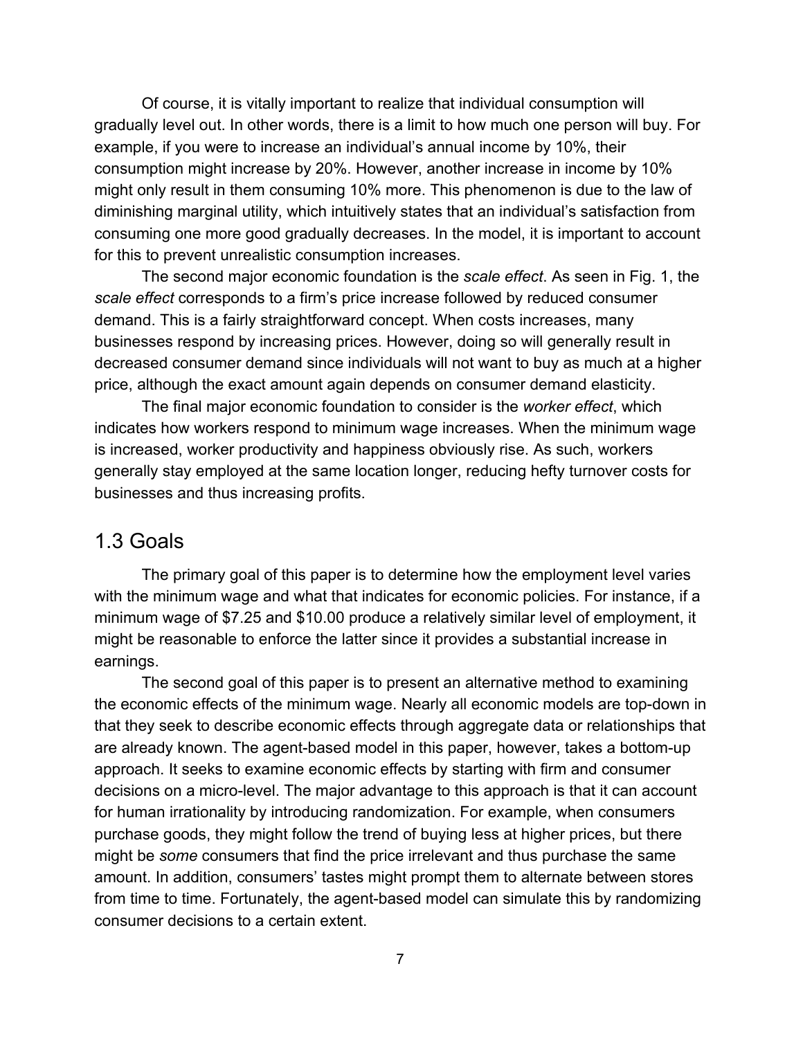Of course, it is vitally important to realize that individual consumption will gradually level out. In other words, there is a limit to how much one person will buy. For example, if you were to increase an individual's annual income by 10%, their consumption might increase by 20%. However, another increase in income by 10% might only result in them consuming 10% more. This phenomenon is due to the law of diminishing marginal utility, which intuitively states that an individual's satisfaction from consuming one more good gradually decreases. In the model, it is important to account for this to prevent unrealistic consumption increases.

The second major economic foundation is the *scale effect*. As seen in Fig. 1, the *scale effect* corresponds to a firm's price increase followed by reduced consumer demand. This is a fairly straightforward concept. When costs increases, many businesses respond by increasing prices. However, doing so will generally result in decreased consumer demand since individuals will not want to buy as much at a higher price, although the exact amount again depends on consumer demand elasticity.

The final major economic foundation to consider is the *worker effect*, which indicates how workers respond to minimum wage increases. When the minimum wage is increased, worker productivity and happiness obviously rise. As such, workers generally stay employed at the same location longer, reducing hefty turnover costs for businesses and thus increasing profits.

## 1.3 Goals

The primary goal of this paper is to determine how the employment level varies with the minimum wage and what that indicates for economic policies. For instance, if a minimum wage of $7.25 and $10.00 produce a relatively similar level of employment, it might be reasonable to enforce the latter since it provides a substantial increase in earnings.

The second goal of this paper is to present an alternative method to examining the economic effects of the minimum wage. Nearly all economic models are top-down in that they seek to describe economic effects through aggregate data or relationships that are already known. The agent-based model in this paper, however, takes a bottom-up approach. It seeks to examine economic effects by starting with firm and consumer decisions on a micro-level. The major advantage to this approach is that it can account for human irrationality by introducing randomization. For example, when consumers purchase goods, they might follow the trend of buying less at higher prices, but there might be *some* consumers that find the price irrelevant and thus purchase the same amount. In addition, consumers' tastes might prompt them to alternate between stores from time to time. Fortunately, the agent-based model can simulate this by randomizing consumer decisions to a certain extent.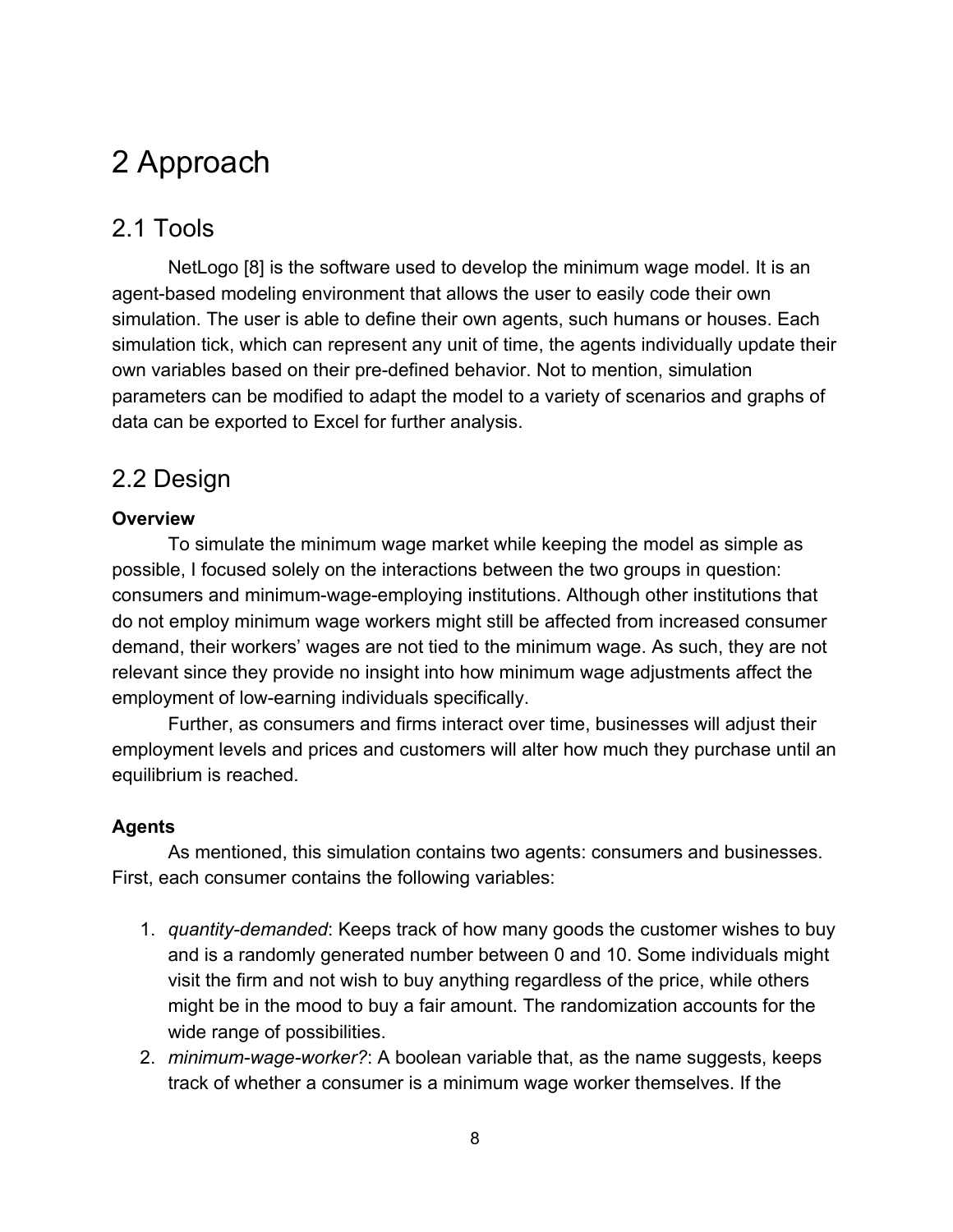# 2 Approach

## 2.1 Tools

NetLogo [8] is the software used to develop the minimum wage model. It is an agent-based modeling environment that allows the user to easily code their own simulation. The user is able to define their own agents, such humans or houses. Each simulation tick, which can represent any unit of time, the agents individually update their own variables based on their pre-defined behavior. Not to mention, simulation parameters can be modified to adapt the model to a variety of scenarios and graphs of data can be exported to Excel for further analysis.

## 2.2 Design

**Overview**

To simulate the minimum wage market while keeping the model as simple as possible, I focused solely on the interactions between the two groups in question: consumers and minimum-wage-employing institutions. Although other institutions that do not employ minimum wage workers might still be affected from increased consumer demand, their workers' wages are not tied to the minimum wage. As such, they are not relevant since they provide no insight into how minimum wage adjustments affect the employment of low-earning individuals specifically.

Further, as consumers and firms interact over time, businesses will adjust their employment levels and prices and customers will alter how much they purchase until an equilibrium is reached.

**Agents**

As mentioned, this simulation contains two agents: consumers and businesses. First, each consumer contains the following variables:

1. *quantity-demanded*: Keeps track of how many goods the customer wishes to buy and is a randomly generated number between 0 and 10. Some individuals might visit the firm and not wish to buy anything regardless of the price, while others might be in the mood to buy a fair amount. The randomization accounts for the wide range of possibilities.
2. *minimum-wage-worker?*: A boolean variable that, as the name suggests, keeps track of whether a consumer is a minimum wage worker themselves. If the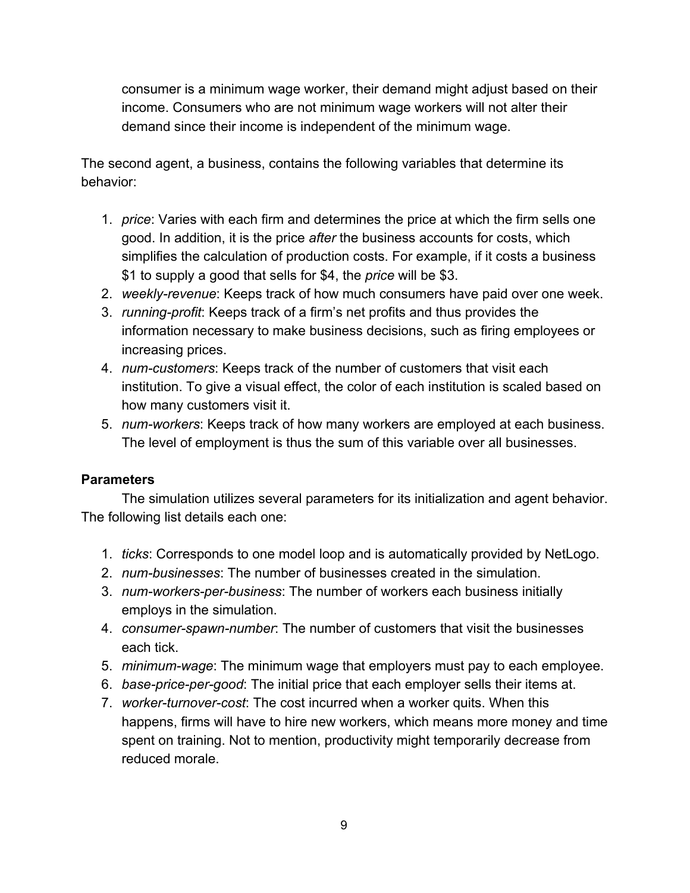consumer is a minimum wage worker, their demand might adjust based on their income. Consumers who are not minimum wage workers will not alter their demand since their income is independent of the minimum wage.

The second agent, a business, contains the following variables that determine its behavior:

1. *price*: Varies with each firm and determines the price at which the firm sells one good. In addition, it is the price *after* the business accounts for costs, which simplifies the calculation of production costs. For example, if it costs a business $1 to supply a good that sells for $4, the *price* will be $3.
2. *weekly-revenue*: Keeps track of how much consumers have paid over one week.
3. *running-profit*: Keeps track of a firm's net profits and thus provides the information necessary to make business decisions, such as firing employees or increasing prices.
4. *num-customers*: Keeps track of the number of customers that visit each institution. To give a visual effect, the color of each institution is scaled based on how many customers visit it.
5. *num-workers*: Keeps track of how many workers are employed at each business. The level of employment is thus the sum of this variable over all businesses.

**Parameters**

The simulation utilizes several parameters for its initialization and agent behavior. The following list details each one:

1. *ticks*: Corresponds to one model loop and is automatically provided by NetLogo.
2. *num-businesses*: The number of businesses created in the simulation.
3. *num-workers-per-business*: The number of workers each business initially employs in the simulation.
4. *consumer-spawn-number*: The number of customers that visit the businesses each tick.
5. *minimum-wage*: The minimum wage that employers must pay to each employee.
6. *base-price-per-good*: The initial price that each employer sells their items at.
7. *worker-turnover-cost*: The cost incurred when a worker quits. When this happens, firms will have to hire new workers, which means more money and time spent on training. Not to mention, productivity might temporarily decrease from reduced morale.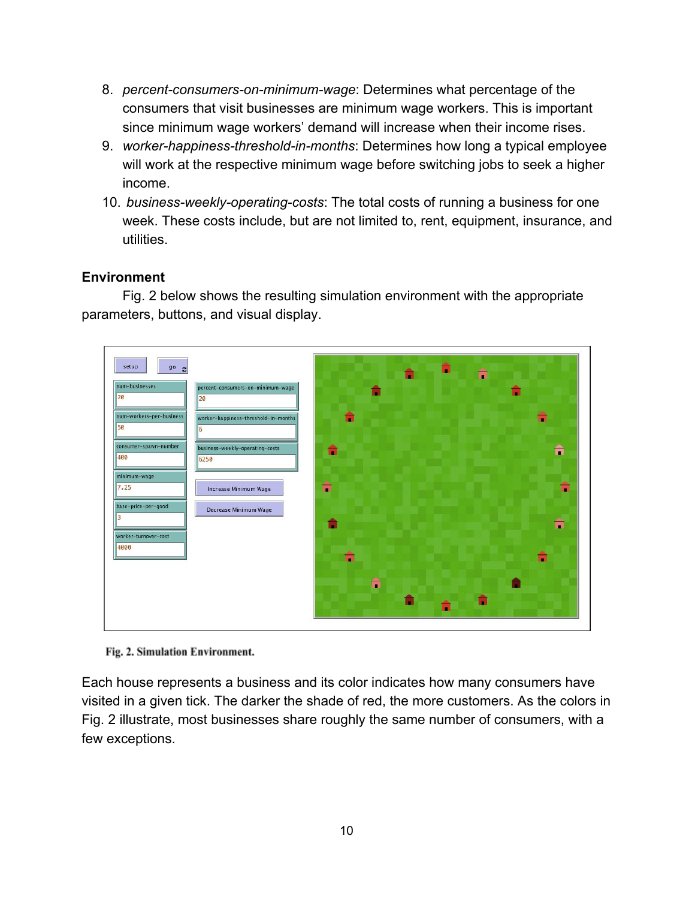8. *percent-consumers-on-minimum-wage*: Determines what percentage of the consumers that visit businesses are minimum wage workers. This is important since minimum wage workers' demand will increase when their income rises.
9. *worker-happiness-threshold-in-months*: Determines how long a typical employee will work at the respective minimum wage before switching jobs to seek a higher income.
10. *business-weekly-operating-costs*: The total costs of running a business for one week. These costs include, but are not limited to, rent, equipment, insurance, and utilities.

**Environment**

Fig. 2 below shows the resulting simulation environment with the appropriate parameters, buttons, and visual display.

**Fig. 2. Simulation Environment.**

Each house represents a business and its color indicates how many consumers have visited in a given tick. The darker the shade of red, the more customers. As the colors in Fig. 2 illustrate, most businesses share roughly the same number of consumers, with a few exceptions.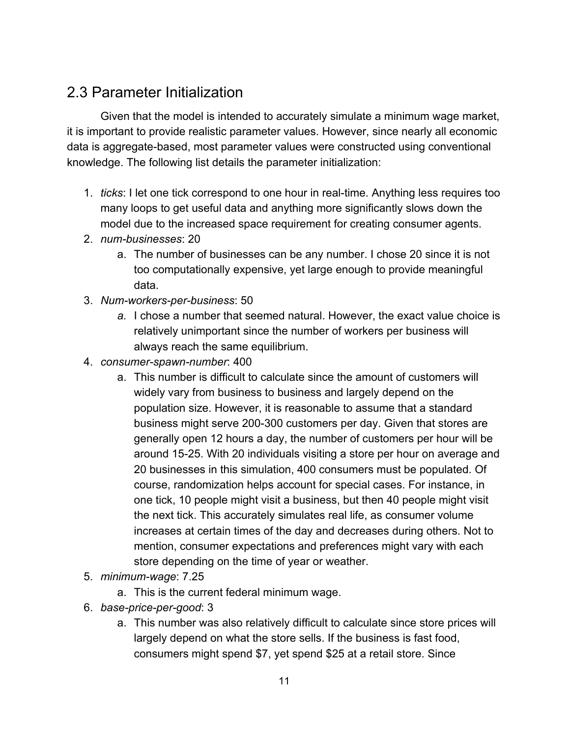## 2.3 Parameter Initialization

Given that the model is intended to accurately simulate a minimum wage market, it is important to provide realistic parameter values. However, since nearly all economic data is aggregate-based, most parameter values were constructed using conventional knowledge. The following list details the parameter initialization:

1. *ticks*: I let one tick correspond to one hour in real-time. Anything less requires too many loops to get useful data and anything more significantly slows down the model due to the increased space requirement for creating consumer agents.
2. *num-businesses*: 20
   a. The number of businesses can be any number. I chose 20 since it is not too computationally expensive, yet large enough to provide meaningful data.
3. *Num-workers-per-business*: 50
   a. I chose a number that seemed natural. However, the exact value choice is relatively unimportant since the number of workers per business will always reach the same equilibrium.
4. *consumer-spawn-number*: 400
   a. This number is difficult to calculate since the amount of customers will widely vary from business to business and largely depend on the population size. However, it is reasonable to assume that a standard business might serve 200-300 customers per day. Given that stores are generally open 12 hours a day, the number of customers per hour will be around 15-25. With 20 individuals visiting a store per hour on average and 20 businesses in this simulation, 400 consumers must be populated. Of course, randomization helps account for special cases. For instance, in one tick, 10 people might visit a business, but then 40 people might visit the next tick. This accurately simulates real life, as consumer volume increases at certain times of the day and decreases during others. Not to mention, consumer expectations and preferences might vary with each store depending on the time of year or weather.
5. *minimum-wage*: 7.25
   a. This is the current federal minimum wage.
6. *base-price-per-good*: 3
   a. This number was also relatively difficult to calculate since store prices will largely depend on what the store sells. If the business is fast food, consumers might spend $7, yet spend $25 at a retail store. Since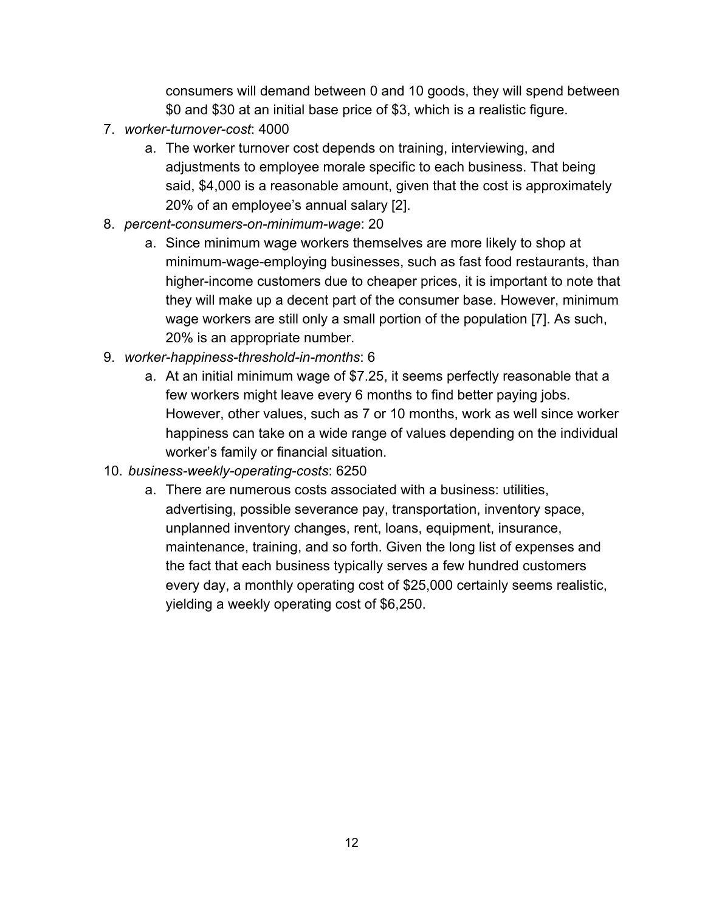consumers will demand between 0 and 10 goods, they will spend between $0 and $30 at an initial base price of $3, which is a realistic figure.

7. *worker-turnover-cost*: 4000
   a. The worker turnover cost depends on training, interviewing, and adjustments to employee morale specific to each business. That being said, $4,000 is a reasonable amount, given that the cost is approximately 20% of an employee's annual salary [2].
8. *percent-consumers-on-minimum-wage*: 20
   a. Since minimum wage workers themselves are more likely to shop at minimum-wage-employing businesses, such as fast food restaurants, than higher-income customers due to cheaper prices, it is important to note that they will make up a decent part of the consumer base. However, minimum wage workers are still only a small portion of the population [7]. As such, 20% is an appropriate number.
9. *worker-happiness-threshold-in-months*: 6
   a. At an initial minimum wage of $7.25, it seems perfectly reasonable that a few workers might leave every 6 months to find better paying jobs. However, other values, such as 7 or 10 months, work as well since worker happiness can take on a wide range of values depending on the individual worker's family or financial situation.
10. *business-weekly-operating-costs*: 6250
    a. There are numerous costs associated with a business: utilities, advertising, possible severance pay, transportation, inventory space, unplanned inventory changes, rent, loans, equipment, insurance, maintenance, training, and so forth. Given the long list of expenses and the fact that each business typically serves a few hundred customers every day, a monthly operating cost of $25,000 certainly seems realistic, yielding a weekly operating cost of $6,250.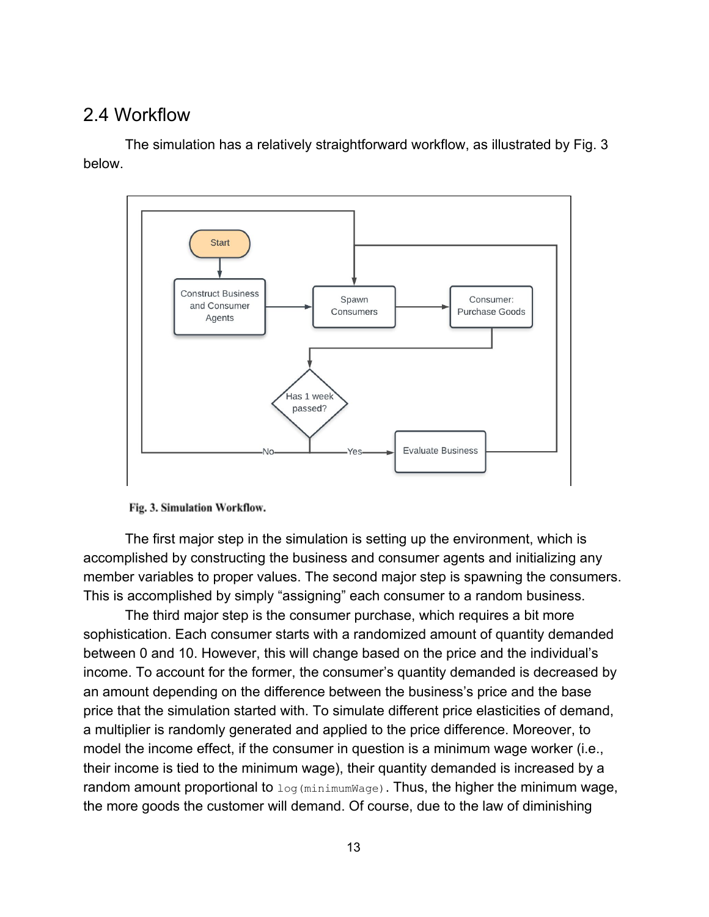## 2.4 Workflow

The simulation has a relatively straightforward workflow, as illustrated by Fig. 3 below.

**Fig. 3. Simulation Workflow.**

The first major step in the simulation is setting up the environment, which is accomplished by constructing the business and consumer agents and initializing any member variables to proper values. The second major step is spawning the consumers. This is accomplished by simply “assigning” each consumer to a random business.

The third major step is the consumer purchase, which requires a bit more sophistication. Each consumer starts with a randomized amount of quantity demanded between 0 and 10. However, this will change based on the price and the individual’s income. To account for the former, the consumer’s quantity demanded is decreased by an amount depending on the difference between the business’s price and the base price that the simulation started with. To simulate different price elasticities of demand, a multiplier is randomly generated and applied to the price difference. Moreover, to model the income effect, if the consumer in question is a minimum wage worker (i.e., their income is tied to the minimum wage), their quantity demanded is increased by a random amount proportional to `log(minimumWage)`. Thus, the higher the minimum wage, the more goods the customer will demand. Of course, due to the law of diminishing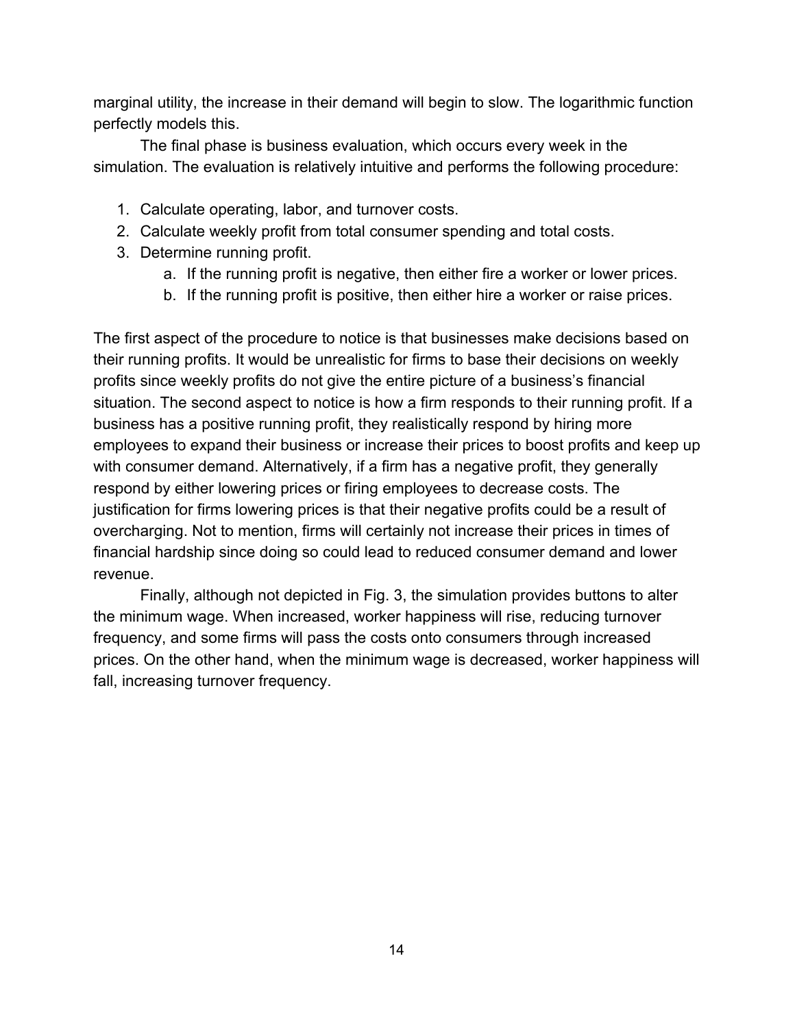marginal utility, the increase in their demand will begin to slow. The logarithmic function perfectly models this.

The final phase is business evaluation, which occurs every week in the simulation. The evaluation is relatively intuitive and performs the following procedure:

1. Calculate operating, labor, and turnover costs.
2. Calculate weekly profit from total consumer spending and total costs.
3. Determine running profit.
    a. If the running profit is negative, then either fire a worker or lower prices.
    b. If the running profit is positive, then either hire a worker or raise prices.

The first aspect of the procedure to notice is that businesses make decisions based on their running profits. It would be unrealistic for firms to base their decisions on weekly profits since weekly profits do not give the entire picture of a business's financial situation. The second aspect to notice is how a firm responds to their running profit. If a business has a positive running profit, they realistically respond by hiring more employees to expand their business or increase their prices to boost profits and keep up with consumer demand. Alternatively, if a firm has a negative profit, they generally respond by either lowering prices or firing employees to decrease costs. The justification for firms lowering prices is that their negative profits could be a result of overcharging. Not to mention, firms will certainly not increase their prices in times of financial hardship since doing so could lead to reduced consumer demand and lower revenue.

Finally, although not depicted in Fig. 3, the simulation provides buttons to alter the minimum wage. When increased, worker happiness will rise, reducing turnover frequency, and some firms will pass the costs onto consumers through increased prices. On the other hand, when the minimum wage is decreased, worker happiness will fall, increasing turnover frequency.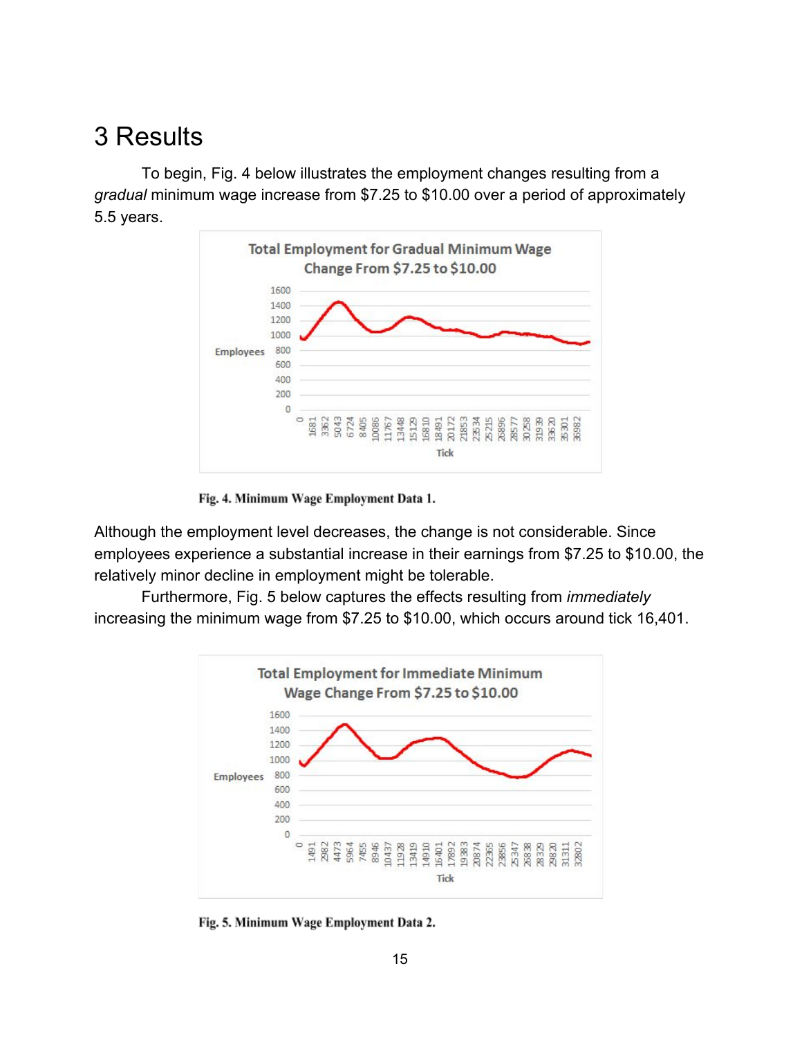# 3 Results

To begin, Fig. 4 below illustrates the employment changes resulting from a *gradual* minimum wage increase from $7.25 to $10.00 over a period of approximately 5.5 years.

Fig. 4. Minimum Wage Employment Data 1.

Although the employment level decreases, the change is not considerable. Since employees experience a substantial increase in their earnings from $7.25 to $10.00, the relatively minor decline in employment might be tolerable.

Furthermore, Fig. 5 below captures the effects resulting from *immediately* increasing the minimum wage from $7.25 to $10.00, which occurs around tick 16,401.

Fig. 5. Minimum Wage Employment Data 2.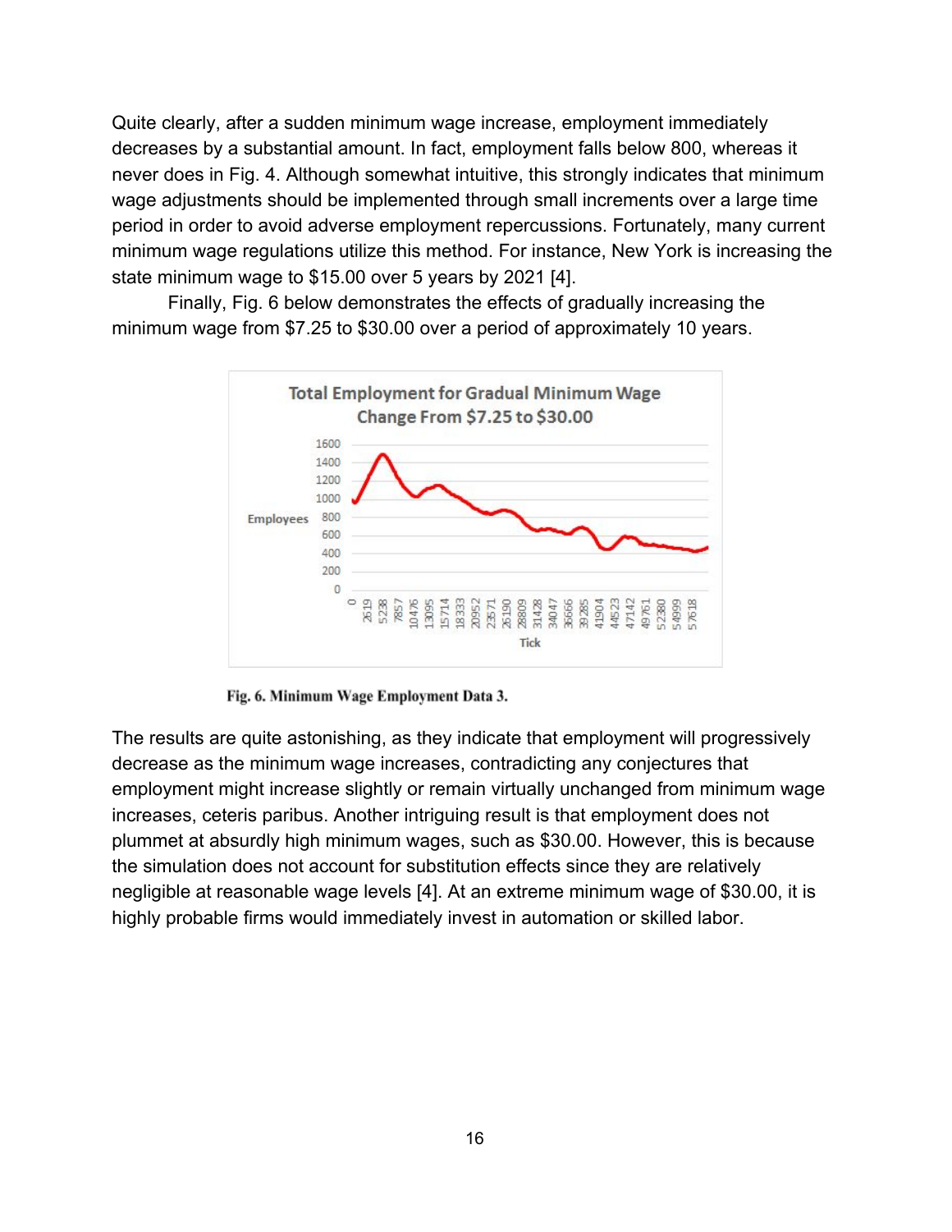Quite clearly, after a sudden minimum wage increase, employment immediately decreases by a substantial amount. In fact, employment falls below 800, whereas it never does in Fig. 4. Although somewhat intuitive, this strongly indicates that minimum wage adjustments should be implemented through small increments over a large time period in order to avoid adverse employment repercussions. Fortunately, many current minimum wage regulations utilize this method. For instance, New York is increasing the state minimum wage to $15.00 over 5 years by 2021 [4].

Finally, Fig. 6 below demonstrates the effects of gradually increasing the minimum wage from $7.25 to $30.00 over a period of approximately 10 years.

**Fig. 6. Minimum Wage Employment Data 3.**

The results are quite astonishing, as they indicate that employment will progressively decrease as the minimum wage increases, contradicting any conjectures that employment might increase slightly or remain virtually unchanged from minimum wage increases, ceteris paribus. Another intriguing result is that employment does not plummet at absurdly high minimum wages, such as $30.00. However, this is because the simulation does not account for substitution effects since they are relatively negligible at reasonable wage levels [4]. At an extreme minimum wage of $30.00, it is highly probable firms would immediately invest in automation or skilled labor.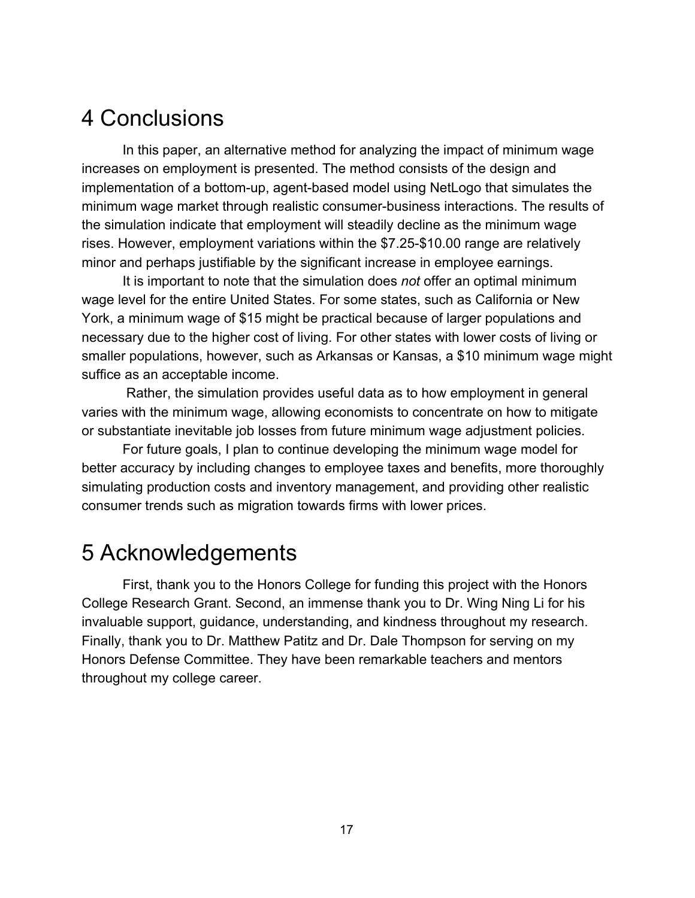# 4 Conclusions

In this paper, an alternative method for analyzing the impact of minimum wage increases on employment is presented. The method consists of the design and implementation of a bottom-up, agent-based model using NetLogo that simulates the minimum wage market through realistic consumer-business interactions. The results of the simulation indicate that employment will steadily decline as the minimum wage rises. However, employment variations within the $7.25-$10.00 range are relatively minor and perhaps justifiable by the significant increase in employee earnings.

It is important to note that the simulation does *not* offer an optimal minimum wage level for the entire United States. For some states, such as California or New York, a minimum wage of $15 might be practical because of larger populations and necessary due to the higher cost of living. For other states with lower costs of living or smaller populations, however, such as Arkansas or Kansas, a $10 minimum wage might suffice as an acceptable income.

Rather, the simulation provides useful data as to how employment in general varies with the minimum wage, allowing economists to concentrate on how to mitigate or substantiate inevitable job losses from future minimum wage adjustment policies.

For future goals, I plan to continue developing the minimum wage model for better accuracy by including changes to employee taxes and benefits, more thoroughly simulating production costs and inventory management, and providing other realistic consumer trends such as migration towards firms with lower prices.

# 5 Acknowledgements

First, thank you to the Honors College for funding this project with the Honors College Research Grant. Second, an immense thank you to Dr. Wing Ning Li for his invaluable support, guidance, understanding, and kindness throughout my research. Finally, thank you to Dr. Matthew Patitz and Dr. Dale Thompson for serving on my Honors Defense Committee. They have been remarkable teachers and mentors throughout my college career.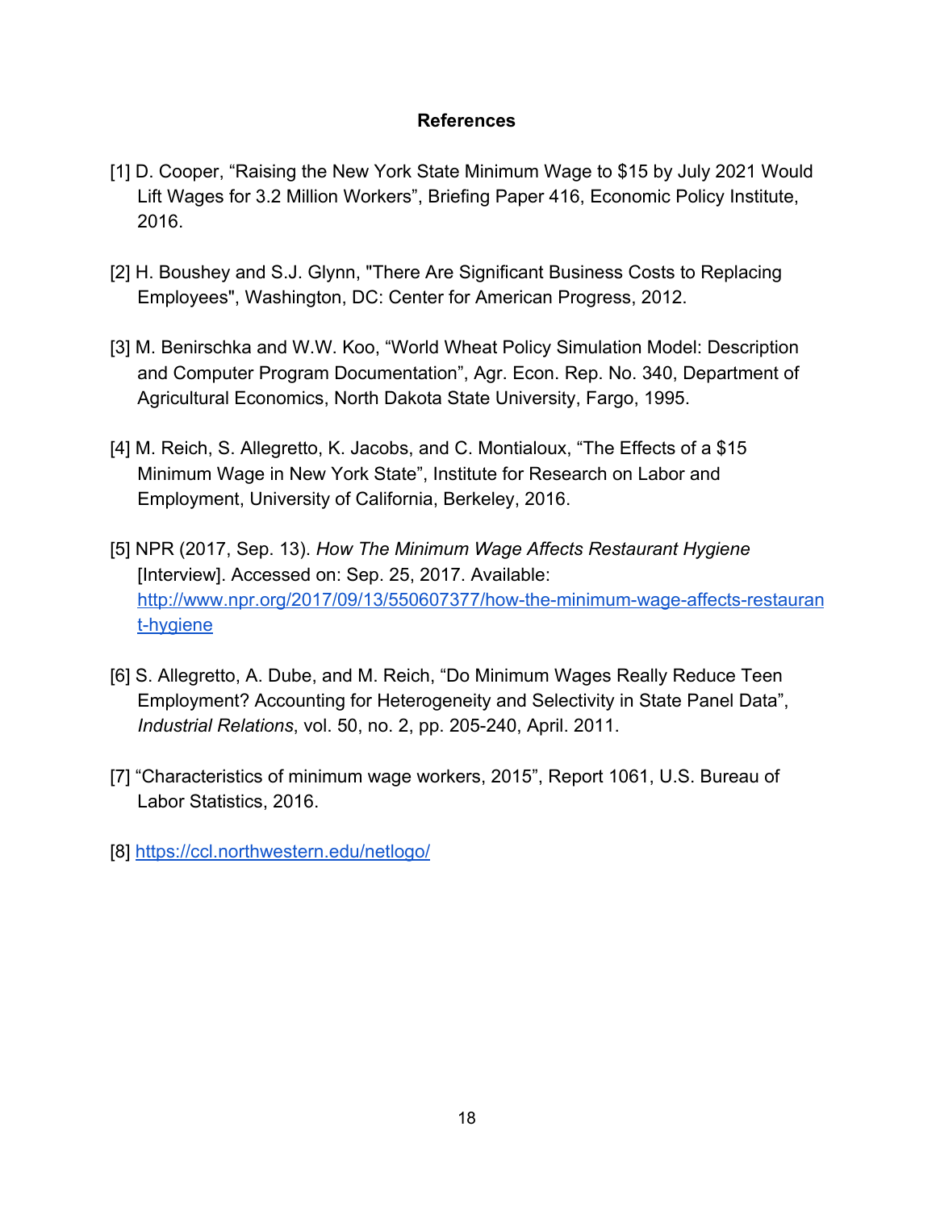## References

[1] D. Cooper, “Raising the New York State Minimum Wage to $15 by July 2021 Would Lift Wages for 3.2 Million Workers”, Briefing Paper 416, Economic Policy Institute, 2016.

[2] H. Boushey and S.J. Glynn, "There Are Significant Business Costs to Replacing Employees", Washington, DC: Center for American Progress, 2012.

[3] M. Benirschka and W.W. Koo, “World Wheat Policy Simulation Model: Description and Computer Program Documentation”, Agr. Econ. Rep. No. 340, Department of Agricultural Economics, North Dakota State University, Fargo, 1995.

[4] M. Reich, S. Allegretto, K. Jacobs, and C. Montialoux, “The Effects of a $15 Minimum Wage in New York State”, Institute for Research on Labor and Employment, University of California, Berkeley, 2016.

[5] NPR (2017, Sep. 13). *How The Minimum Wage Affects Restaurant Hygiene* [Interview]. Accessed on: Sep. 25, 2017. Available: http://www.npr.org/2017/09/13/550607377/how-the-minimum-wage-affects-restaurant-hygiene

[6] S. Allegretto, A. Dube, and M. Reich, “Do Minimum Wages Really Reduce Teen Employment? Accounting for Heterogeneity and Selectivity in State Panel Data”, *Industrial Relations*, vol. 50, no. 2, pp. 205-240, April. 2011.

[7] “Characteristics of minimum wage workers, 2015”, Report 1061, U.S. Bureau of Labor Statistics, 2016.

[8] https://ccl.northwestern.edu/netlogo/